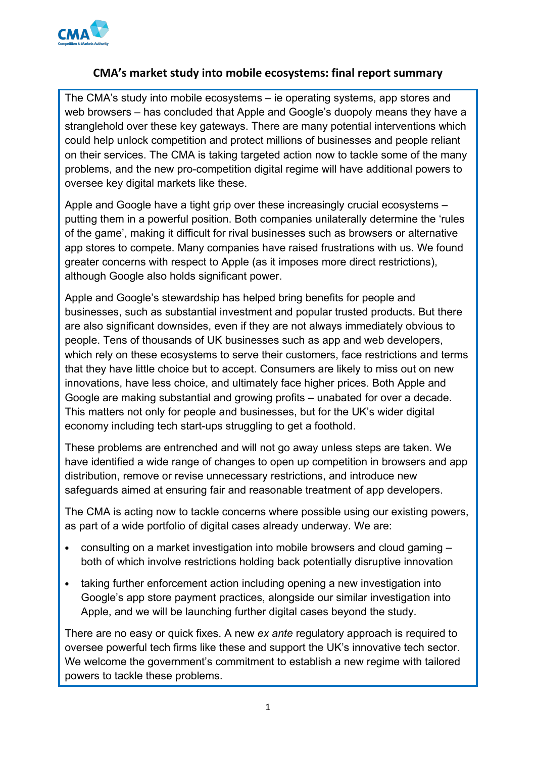# CMA's market study into mobile ecosystems: final report summary

The CMA's study into mobile ecosystems – ie operating systems, app stores and web browsers – has concluded that Apple and Google's duopoly means they have a stranglehold over these key gateways. There are many potential interventions which could help unlock competition and protect millions of businesses and people reliant on their services. The CMA is taking targeted action now to tackle some of the many problems, and the new pro-competition digital regime will have additional powers to oversee key digital markets like these.

Apple and Google have a tight grip over these increasingly crucial ecosystems – putting them in a powerful position. Both companies unilaterally determine the 'rules of the game', making it difficult for rival businesses such as browsers or alternative app stores to compete. Many companies have raised frustrations with us. We found greater concerns with respect to Apple (as it imposes more direct restrictions), although Google also holds significant power.

Apple and Google's stewardship has helped bring benefits for people and businesses, such as substantial investment and popular trusted products. But there are also significant downsides, even if they are not always immediately obvious to people. Tens of thousands of UK businesses such as app and web developers, which rely on these ecosystems to serve their customers, face restrictions and terms that they have little choice but to accept. Consumers are likely to miss out on new innovations, have less choice, and ultimately face higher prices. Both Apple and Google are making substantial and growing profits – unabated for over a decade. This matters not only for people and businesses, but for the UK's wider digital economy including tech start-ups struggling to get a foothold.

These problems are entrenched and will not go away unless steps are taken. We have identified a wide range of changes to open up competition in browsers and app distribution, remove or revise unnecessary restrictions, and introduce new safeguards aimed at ensuring fair and reasonable treatment of app developers.

The CMA is acting now to tackle concerns where possible using our existing powers, as part of a wide portfolio of digital cases already underway. We are:

- consulting on a market investigation into mobile browsers and cloud gaming – both of which involve restrictions holding back potentially disruptive innovation
- taking further enforcement action including opening a new investigation into Google's app store payment practices, alongside our similar investigation into Apple, and we will be launching further digital cases beyond the study.

There are no easy or quick fixes. A new *ex ante* regulatory approach is required to oversee powerful tech firms like these and support the UK's innovative tech sector. We welcome the government's commitment to establish a new regime with tailored powers to tackle these problems.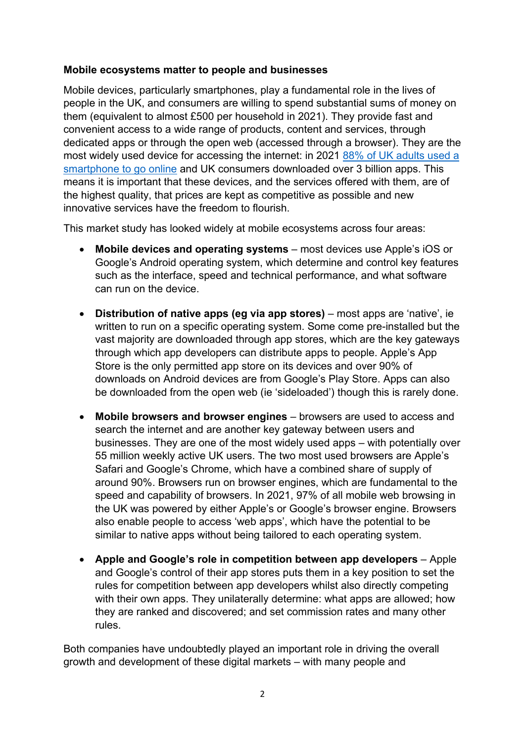**Mobile ecosystems matter to people and businesses**

Mobile devices, particularly smartphones, play a fundamental role in the lives of people in the UK, and consumers are willing to spend substantial sums of money on them (equivalent to almost £500 per household in 2021). They provide fast and convenient access to a wide range of products, content and services, through dedicated apps or through the open web (accessed through a browser). They are the most widely used device for accessing the internet: in 2021 88% of UK adults used a smartphone to go online and UK consumers downloaded over 3 billion apps. This means it is important that these devices, and the services offered with them, are of the highest quality, that prices are kept as competitive as possible and new innovative services have the freedom to flourish.

This market study has looked widely at mobile ecosystems across four areas:

- **Mobile devices and operating systems** – most devices use Apple's iOS or Google's Android operating system, which determine and control key features such as the interface, speed and technical performance, and what software can run on the device.

- **Distribution of native apps (eg via app stores)** – most apps are 'native', ie written to run on a specific operating system. Some come pre-installed but the vast majority are downloaded through app stores, which are the key gateways through which app developers can distribute apps to people. Apple's App Store is the only permitted app store on its devices and over 90% of downloads on Android devices are from Google's Play Store. Apps can also be downloaded from the open web (ie 'sideloaded') though this is rarely done.

- **Mobile browsers and browser engines** – browsers are used to access and search the internet and are another key gateway between users and businesses. They are one of the most widely used apps – with potentially over 55 million weekly active UK users. The two most used browsers are Apple's Safari and Google's Chrome, which have a combined share of supply of around 90%. Browsers run on browser engines, which are fundamental to the speed and capability of browsers. In 2021, 97% of all mobile web browsing in the UK was powered by either Apple's or Google's browser engine. Browsers also enable people to access 'web apps', which have the potential to be similar to native apps without being tailored to each operating system.

- **Apple and Google's role in competition between app developers** – Apple and Google's control of their app stores puts them in a key position to set the rules for competition between app developers whilst also directly competing with their own apps. They unilaterally determine: what apps are allowed; how they are ranked and discovered; and set commission rates and many other rules.

Both companies have undoubtedly played an important role in driving the overall growth and development of these digital markets – with many people and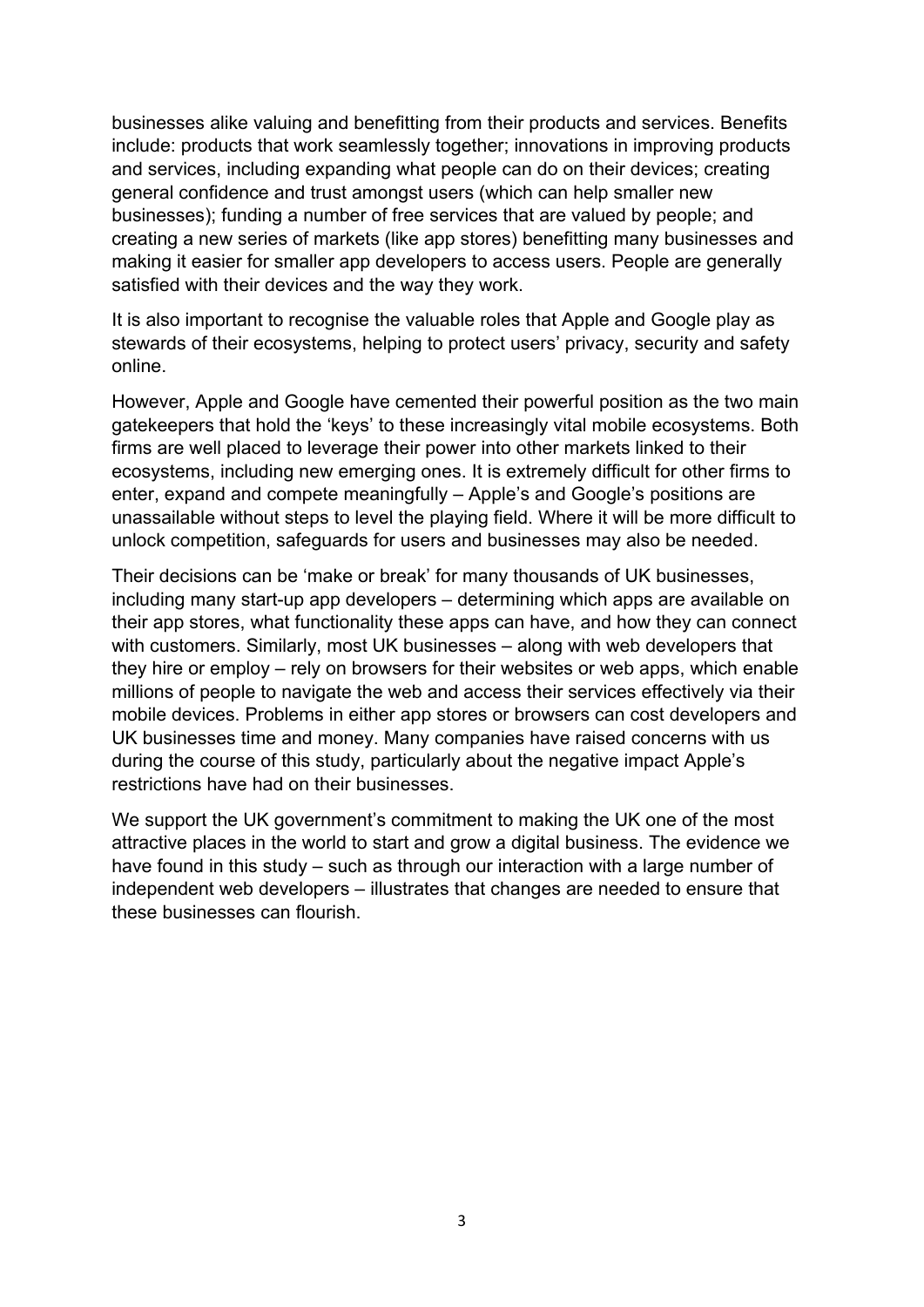businesses alike valuing and benefitting from their products and services. Benefits include: products that work seamlessly together; innovations in improving products and services, including expanding what people can do on their devices; creating general confidence and trust amongst users (which can help smaller new businesses); funding a number of free services that are valued by people; and creating a new series of markets (like app stores) benefitting many businesses and making it easier for smaller app developers to access users. People are generally satisfied with their devices and the way they work.

It is also important to recognise the valuable roles that Apple and Google play as stewards of their ecosystems, helping to protect users' privacy, security and safety online.

However, Apple and Google have cemented their powerful position as the two main gatekeepers that hold the 'keys' to these increasingly vital mobile ecosystems. Both firms are well placed to leverage their power into other markets linked to their ecosystems, including new emerging ones. It is extremely difficult for other firms to enter, expand and compete meaningfully – Apple's and Google's positions are unassailable without steps to level the playing field. Where it will be more difficult to unlock competition, safeguards for users and businesses may also be needed.

Their decisions can be 'make or break' for many thousands of UK businesses, including many start-up app developers – determining which apps are available on their app stores, what functionality these apps can have, and how they can connect with customers. Similarly, most UK businesses – along with web developers that they hire or employ – rely on browsers for their websites or web apps, which enable millions of people to navigate the web and access their services effectively via their mobile devices. Problems in either app stores or browsers can cost developers and UK businesses time and money. Many companies have raised concerns with us during the course of this study, particularly about the negative impact Apple's restrictions have had on their businesses.

We support the UK government's commitment to making the UK one of the most attractive places in the world to start and grow a digital business. The evidence we have found in this study – such as through our interaction with a large number of independent web developers – illustrates that changes are needed to ensure that these businesses can flourish.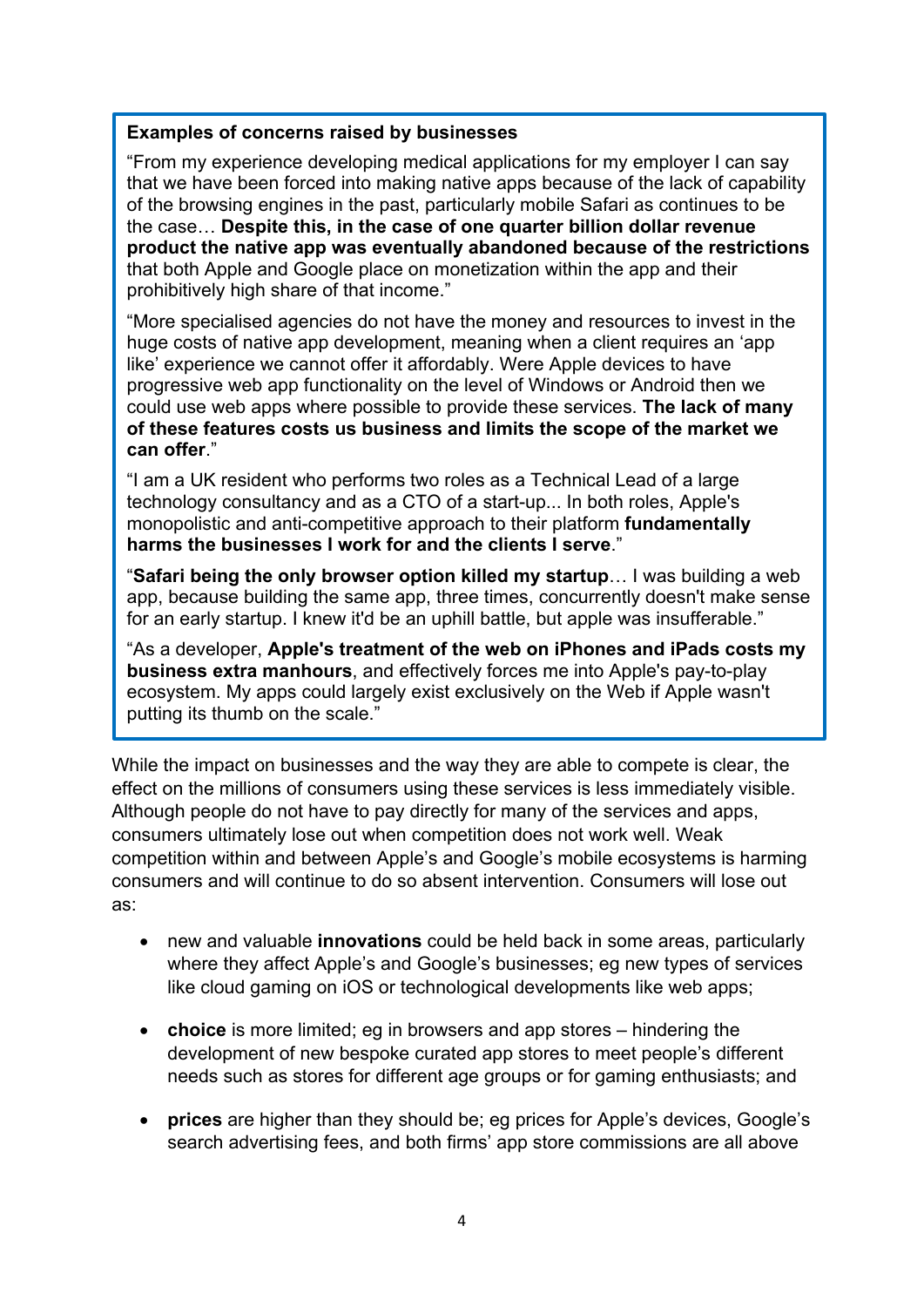**Examples of concerns raised by businesses**

"From my experience developing medical applications for my employer I can say that we have been forced into making native apps because of the lack of capability of the browsing engines in the past, particularly mobile Safari as continues to be the case… **Despite this, in the case of one quarter billion dollar revenue product the native app was eventually abandoned because of the restrictions** that both Apple and Google place on monetization within the app and their prohibitively high share of that income."

"More specialised agencies do not have the money and resources to invest in the huge costs of native app development, meaning when a client requires an 'app like' experience we cannot offer it affordably. Were Apple devices to have progressive web app functionality on the level of Windows or Android then we could use web apps where possible to provide these services. **The lack of many of these features costs us business and limits the scope of the market we can offer**."

"I am a UK resident who performs two roles as a Technical Lead of a large technology consultancy and as a CTO of a start-up... In both roles, Apple's monopolistic and anti-competitive approach to their platform **fundamentally harms the businesses I work for and the clients I serve**."

"**Safari being the only browser option killed my startup**… I was building a web app, because building the same app, three times, concurrently doesn't make sense for an early startup. I knew it'd be an uphill battle, but apple was insufferable."

"As a developer, **Apple's treatment of the web on iPhones and iPads costs my business extra manhours**, and effectively forces me into Apple's pay-to-play ecosystem. My apps could largely exist exclusively on the Web if Apple wasn't putting its thumb on the scale."

While the impact on businesses and the way they are able to compete is clear, the effect on the millions of consumers using these services is less immediately visible. Although people do not have to pay directly for many of the services and apps, consumers ultimately lose out when competition does not work well. Weak competition within and between Apple's and Google's mobile ecosystems is harming consumers and will continue to do so absent intervention. Consumers will lose out as:

- new and valuable **innovations** could be held back in some areas, particularly where they affect Apple's and Google's businesses; eg new types of services like cloud gaming on iOS or technological developments like web apps;
- **choice** is more limited; eg in browsers and app stores – hindering the development of new bespoke curated app stores to meet people's different needs such as stores for different age groups or for gaming enthusiasts; and
- **prices** are higher than they should be; eg prices for Apple's devices, Google's search advertising fees, and both firms' app store commissions are all above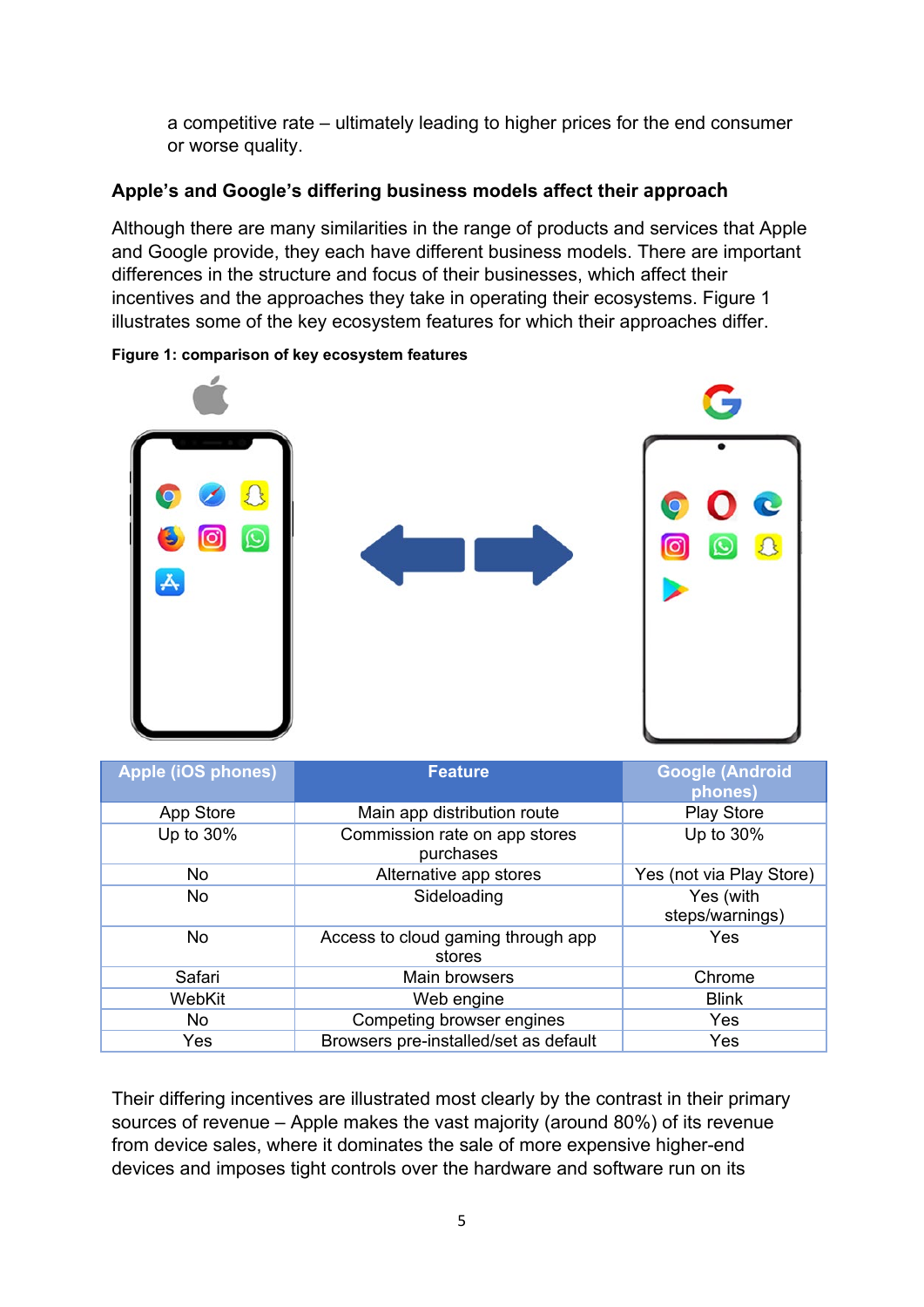a competitive rate – ultimately leading to higher prices for the end consumer or worse quality.

### Apple's and Google's differing business models affect their approach

Although there are many similarities in the range of products and services that Apple and Google provide, they each have different business models. There are important differences in the structure and focus of their businesses, which affect their incentives and the approaches they take in operating their ecosystems. Figure 1 illustrates some of the key ecosystem features for which their approaches differ.

**Figure 1: comparison of key ecosystem features**

| Apple (iOS phones) | Feature | Google (Android phones) |
|---|---|---|
| App Store | Main app distribution route | Play Store |
| Up to 30% | Commission rate on app stores purchases | Up to 30% |
| No | Alternative app stores | Yes (not via Play Store) |
| No | Sideloading | Yes (with steps/warnings) |
| No | Access to cloud gaming through app stores | Yes |
| Safari | Main browsers | Chrome |
| WebKit | Web engine | Blink |
| No | Competing browser engines | Yes |
| Yes | Browsers pre-installed/set as default | Yes |

Their differing incentives are illustrated most clearly by the contrast in their primary sources of revenue – Apple makes the vast majority (around 80%) of its revenue from device sales, where it dominates the sale of more expensive higher-end devices and imposes tight controls over the hardware and software run on its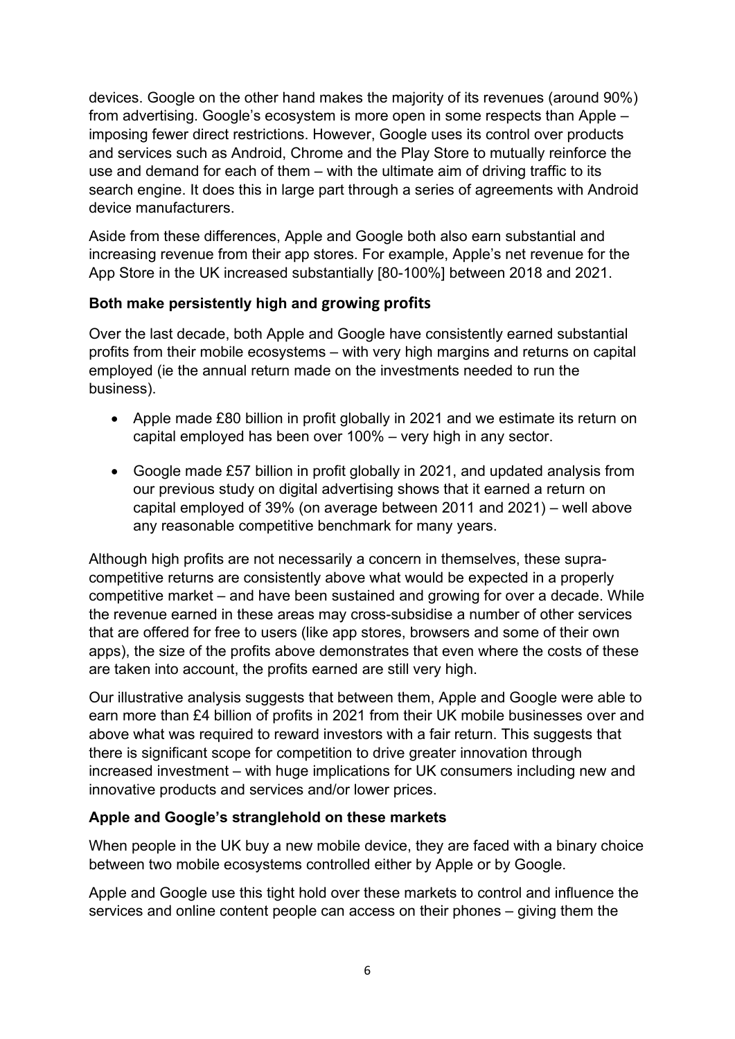devices. Google on the other hand makes the majority of its revenues (around 90%) from advertising. Google's ecosystem is more open in some respects than Apple – imposing fewer direct restrictions. However, Google uses its control over products and services such as Android, Chrome and the Play Store to mutually reinforce the use and demand for each of them – with the ultimate aim of driving traffic to its search engine. It does this in large part through a series of agreements with Android device manufacturers.

Aside from these differences, Apple and Google both also earn substantial and increasing revenue from their app stores. For example, Apple's net revenue for the App Store in the UK increased substantially [80-100%] between 2018 and 2021.

### Both make persistently high and growing profits

Over the last decade, both Apple and Google have consistently earned substantial profits from their mobile ecosystems – with very high margins and returns on capital employed (ie the annual return made on the investments needed to run the business).

- Apple made £80 billion in profit globally in 2021 and we estimate its return on capital employed has been over 100% – very high in any sector.
- Google made £57 billion in profit globally in 2021, and updated analysis from our previous study on digital advertising shows that it earned a return on capital employed of 39% (on average between 2011 and 2021) – well above any reasonable competitive benchmark for many years.

Although high profits are not necessarily a concern in themselves, these supra-competitive returns are consistently above what would be expected in a properly competitive market – and have been sustained and growing for over a decade. While the revenue earned in these areas may cross-subsidise a number of other services that are offered for free to users (like app stores, browsers and some of their own apps), the size of the profits above demonstrates that even where the costs of these are taken into account, the profits earned are still very high.

Our illustrative analysis suggests that between them, Apple and Google were able to earn more than £4 billion of profits in 2021 from their UK mobile businesses over and above what was required to reward investors with a fair return. This suggests that there is significant scope for competition to drive greater innovation through increased investment – with huge implications for UK consumers including new and innovative products and services and/or lower prices.

### Apple and Google's stranglehold on these markets

When people in the UK buy a new mobile device, they are faced with a binary choice between two mobile ecosystems controlled either by Apple or by Google.

Apple and Google use this tight hold over these markets to control and influence the services and online content people can access on their phones – giving them the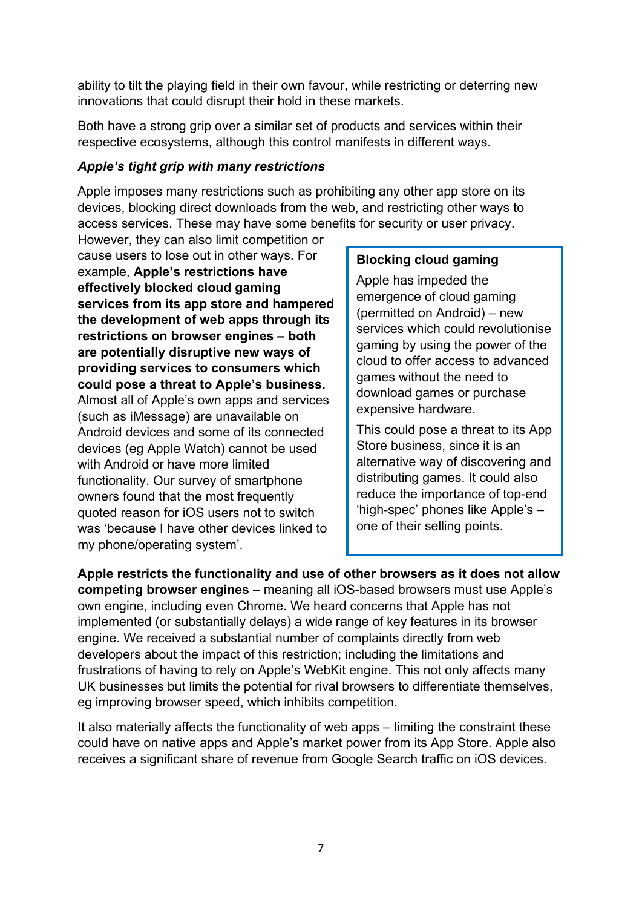ability to tilt the playing field in their own favour, while restricting or deterring new innovations that could disrupt their hold in these markets.

Both have a strong grip over a similar set of products and services within their respective ecosystems, although this control manifests in different ways.

***Apple's tight grip with many restrictions***

Apple imposes many restrictions such as prohibiting any other app store on its devices, blocking direct downloads from the web, and restricting other ways to access services. These may have some benefits for security or user privacy. However, they can also limit competition or cause users to lose out in other ways. For example, **Apple's restrictions have effectively blocked cloud gaming services from its app store and hampered the development of web apps through its restrictions on browser engines – both are potentially disruptive new ways of providing services to consumers which could pose a threat to Apple's business.** Almost all of Apple's own apps and services (such as iMessage) are unavailable on Android devices and some of its connected devices (eg Apple Watch) cannot be used with Android or have more limited functionality. Our survey of smartphone owners found that the most frequently quoted reason for iOS users not to switch was 'because I have other devices linked to my phone/operating system'.

> **Blocking cloud gaming**
>
> Apple has impeded the emergence of cloud gaming (permitted on Android) – new services which could revolutionise gaming by using the power of the cloud to offer access to advanced games without the need to download games or purchase expensive hardware.
>
> This could pose a threat to its App Store business, since it is an alternative way of discovering and distributing games. It could also reduce the importance of top-end 'high-spec' phones like Apple's – one of their selling points.

**Apple restricts the functionality and use of other browsers as it does not allow competing browser engines** – meaning all iOS-based browsers must use Apple's own engine, including even Chrome. We heard concerns that Apple has not implemented (or substantially delays) a wide range of key features in its browser engine. We received a substantial number of complaints directly from web developers about the impact of this restriction; including the limitations and frustrations of having to rely on Apple's WebKit engine. This not only affects many UK businesses but limits the potential for rival browsers to differentiate themselves, eg improving browser speed, which inhibits competition.

It also materially affects the functionality of web apps – limiting the constraint these could have on native apps and Apple's market power from its App Store. Apple also receives a significant share of revenue from Google Search traffic on iOS devices.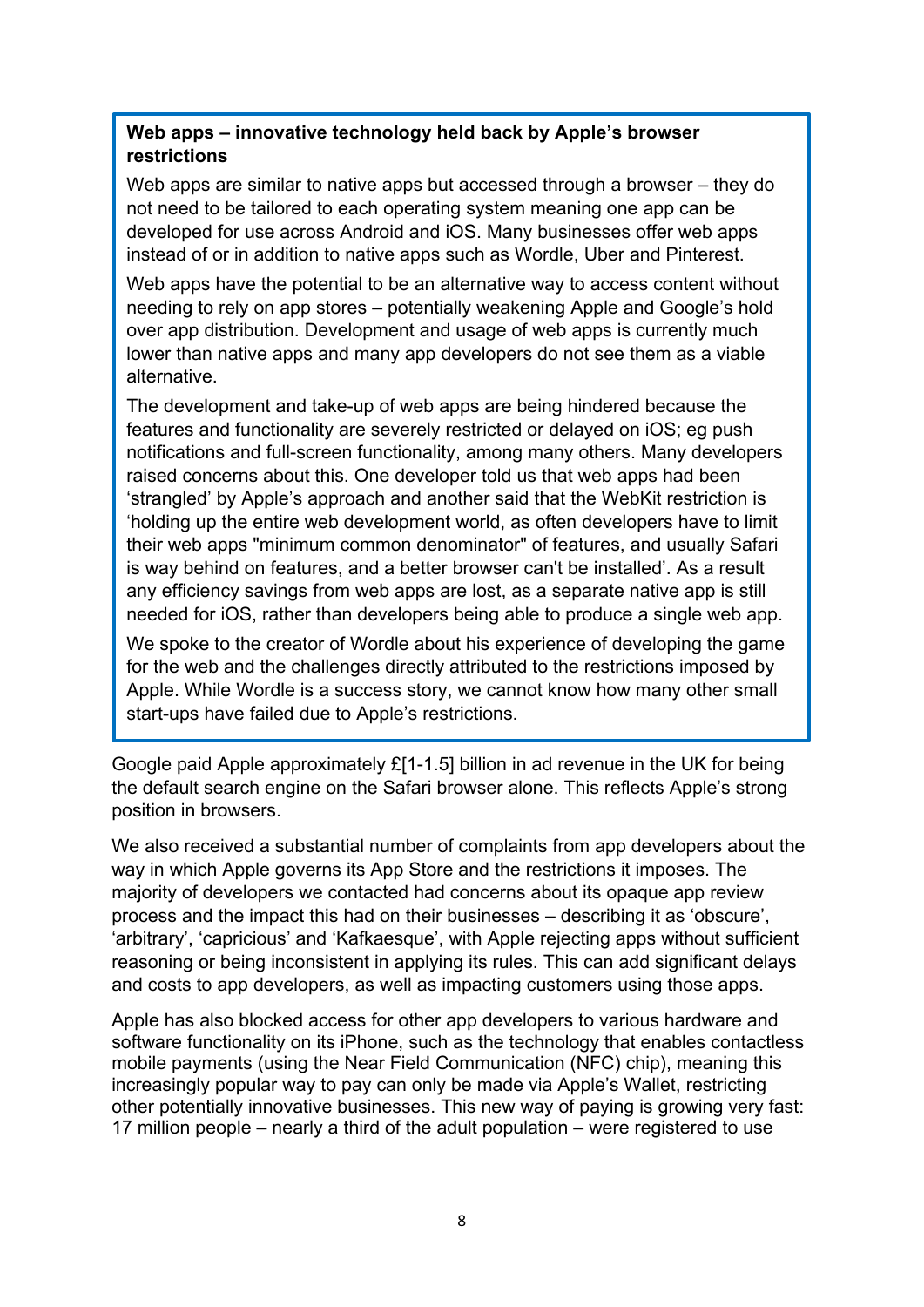**Web apps – innovative technology held back by Apple's browser restrictions**

Web apps are similar to native apps but accessed through a browser – they do not need to be tailored to each operating system meaning one app can be developed for use across Android and iOS. Many businesses offer web apps instead of or in addition to native apps such as Wordle, Uber and Pinterest.

Web apps have the potential to be an alternative way to access content without needing to rely on app stores – potentially weakening Apple and Google's hold over app distribution. Development and usage of web apps is currently much lower than native apps and many app developers do not see them as a viable alternative.

The development and take-up of web apps are being hindered because the features and functionality are severely restricted or delayed on iOS; eg push notifications and full-screen functionality, among many others. Many developers raised concerns about this. One developer told us that web apps had been 'strangled' by Apple's approach and another said that the WebKit restriction is 'holding up the entire web development world, as often developers have to limit their web apps "minimum common denominator" of features, and usually Safari is way behind on features, and a better browser can't be installed'. As a result any efficiency savings from web apps are lost, as a separate native app is still needed for iOS, rather than developers being able to produce a single web app.

We spoke to the creator of Wordle about his experience of developing the game for the web and the challenges directly attributed to the restrictions imposed by Apple. While Wordle is a success story, we cannot know how many other small start-ups have failed due to Apple's restrictions.

Google paid Apple approximately £[1-1.5] billion in ad revenue in the UK for being the default search engine on the Safari browser alone. This reflects Apple's strong position in browsers.

We also received a substantial number of complaints from app developers about the way in which Apple governs its App Store and the restrictions it imposes. The majority of developers we contacted had concerns about its opaque app review process and the impact this had on their businesses – describing it as 'obscure', 'arbitrary', 'capricious' and 'Kafkaesque', with Apple rejecting apps without sufficient reasoning or being inconsistent in applying its rules. This can add significant delays and costs to app developers, as well as impacting customers using those apps.

Apple has also blocked access for other app developers to various hardware and software functionality on its iPhone, such as the technology that enables contactless mobile payments (using the Near Field Communication (NFC) chip), meaning this increasingly popular way to pay can only be made via Apple's Wallet, restricting other potentially innovative businesses. This new way of paying is growing very fast: 17 million people – nearly a third of the adult population – were registered to use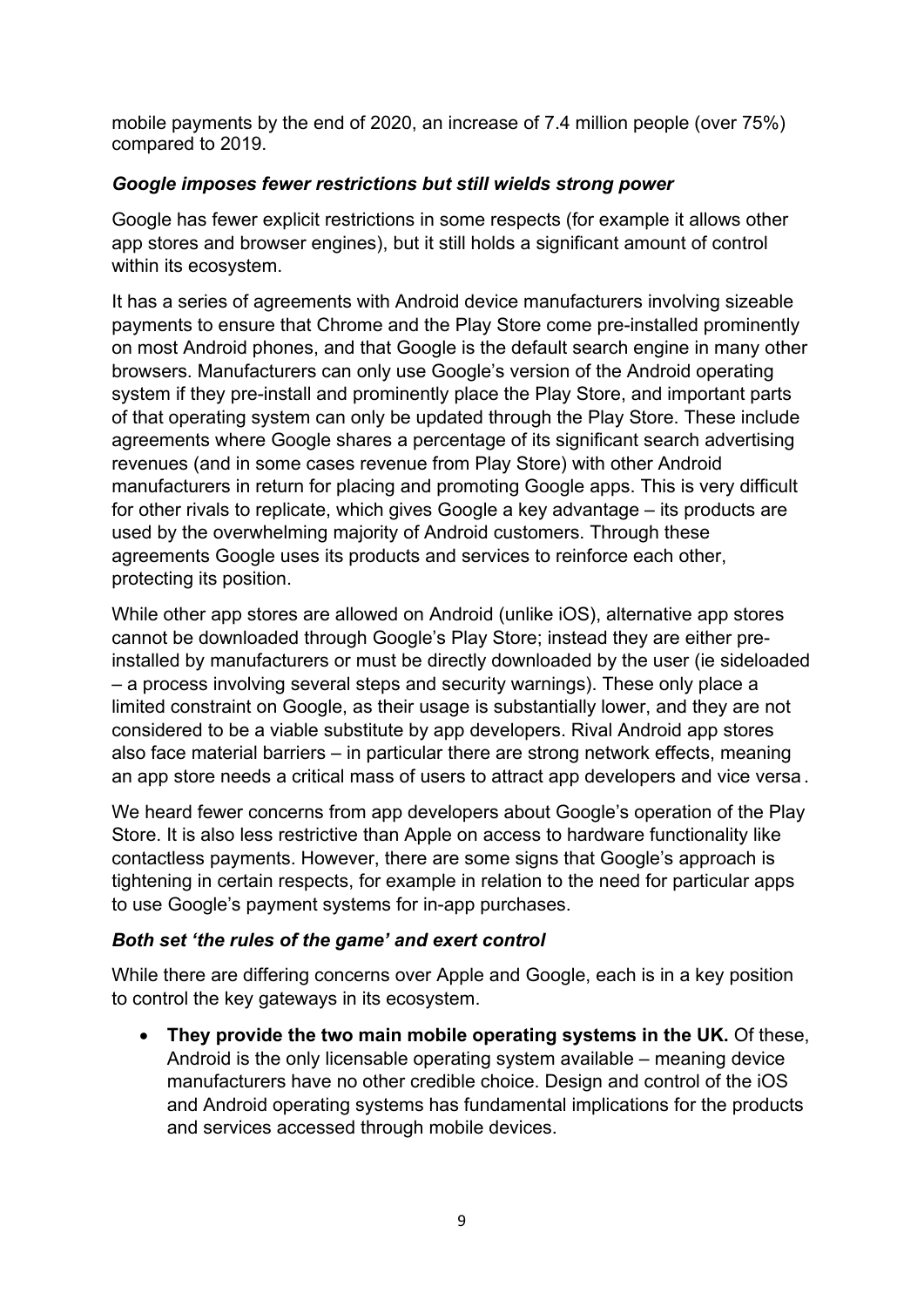mobile payments by the end of 2020, an increase of 7.4 million people (over 75%) compared to 2019.

### *Google imposes fewer restrictions but still wields strong power*

Google has fewer explicit restrictions in some respects (for example it allows other app stores and browser engines), but it still holds a significant amount of control within its ecosystem.

It has a series of agreements with Android device manufacturers involving sizeable payments to ensure that Chrome and the Play Store come pre-installed prominently on most Android phones, and that Google is the default search engine in many other browsers. Manufacturers can only use Google's version of the Android operating system if they pre-install and prominently place the Play Store, and important parts of that operating system can only be updated through the Play Store. These include agreements where Google shares a percentage of its significant search advertising revenues (and in some cases revenue from Play Store) with other Android manufacturers in return for placing and promoting Google apps. This is very difficult for other rivals to replicate, which gives Google a key advantage – its products are used by the overwhelming majority of Android customers. Through these agreements Google uses its products and services to reinforce each other, protecting its position.

While other app stores are allowed on Android (unlike iOS), alternative app stores cannot be downloaded through Google's Play Store; instead they are either pre-installed by manufacturers or must be directly downloaded by the user (ie sideloaded – a process involving several steps and security warnings). These only place a limited constraint on Google, as their usage is substantially lower, and they are not considered to be a viable substitute by app developers. Rival Android app stores also face material barriers – in particular there are strong network effects, meaning an app store needs a critical mass of users to attract app developers and vice versa.

We heard fewer concerns from app developers about Google's operation of the Play Store. It is also less restrictive than Apple on access to hardware functionality like contactless payments. However, there are some signs that Google's approach is tightening in certain respects, for example in relation to the need for particular apps to use Google's payment systems for in-app purchases.

### *Both set 'the rules of the game' and exert control*

While there are differing concerns over Apple and Google, each is in a key position to control the key gateways in its ecosystem.

- **They provide the two main mobile operating systems in the UK.** Of these, Android is the only licensable operating system available – meaning device manufacturers have no other credible choice. Design and control of the iOS and Android operating systems has fundamental implications for the products and services accessed through mobile devices.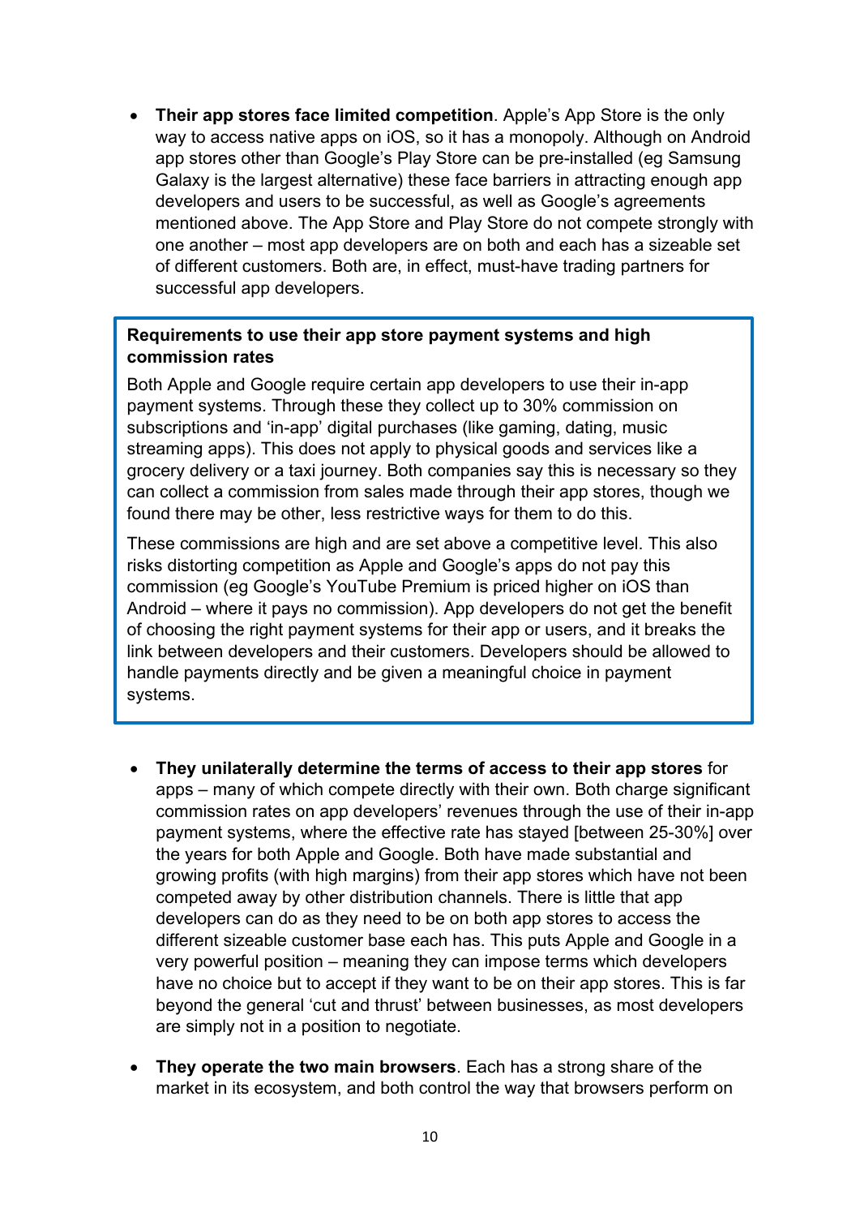- **Their app stores face limited competition**. Apple's App Store is the only way to access native apps on iOS, so it has a monopoly. Although on Android app stores other than Google's Play Store can be pre-installed (eg Samsung Galaxy is the largest alternative) these face barriers in attracting enough app developers and users to be successful, as well as Google's agreements mentioned above. The App Store and Play Store do not compete strongly with one another – most app developers are on both and each has a sizeable set of different customers. Both are, in effect, must-have trading partners for successful app developers.

> **Requirements to use their app store payment systems and high commission rates**
>
> Both Apple and Google require certain app developers to use their in-app payment systems. Through these they collect up to 30% commission on subscriptions and 'in-app' digital purchases (like gaming, dating, music streaming apps). This does not apply to physical goods and services like a grocery delivery or a taxi journey. Both companies say this is necessary so they can collect a commission from sales made through their app stores, though we found there may be other, less restrictive ways for them to do this.
>
> These commissions are high and are set above a competitive level. This also risks distorting competition as Apple and Google's apps do not pay this commission (eg Google's YouTube Premium is priced higher on iOS than Android – where it pays no commission). App developers do not get the benefit of choosing the right payment systems for their app or users, and it breaks the link between developers and their customers. Developers should be allowed to handle payments directly and be given a meaningful choice in payment systems.

- **They unilaterally determine the terms of access to their app stores** for apps – many of which compete directly with their own. Both charge significant commission rates on app developers' revenues through the use of their in-app payment systems, where the effective rate has stayed [between 25-30%] over the years for both Apple and Google. Both have made substantial and growing profits (with high margins) from their app stores which have not been competed away by other distribution channels. There is little that app developers can do as they need to be on both app stores to access the different sizeable customer base each has. This puts Apple and Google in a very powerful position – meaning they can impose terms which developers have no choice but to accept if they want to be on their app stores. This is far beyond the general 'cut and thrust' between businesses, as most developers are simply not in a position to negotiate.
- **They operate the two main browsers**. Each has a strong share of the market in its ecosystem, and both control the way that browsers perform on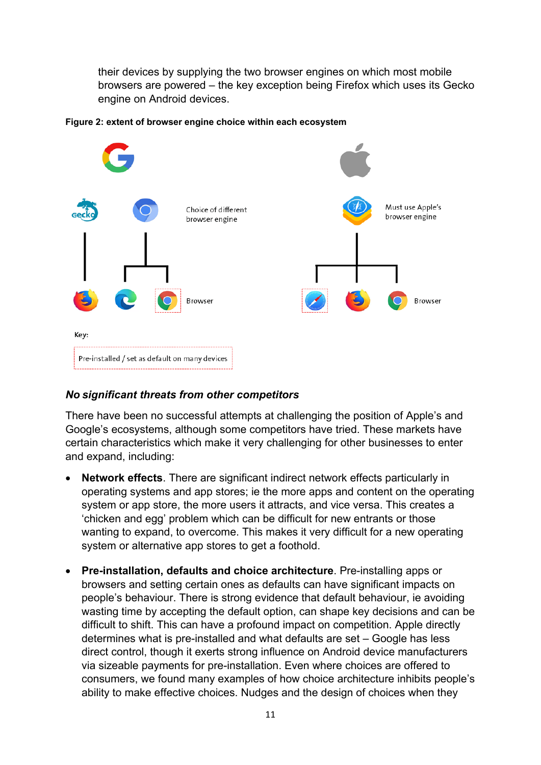their devices by supplying the two browser engines on which most mobile browsers are powered – the key exception being Firefox which uses its Gecko engine on Android devices.

**Figure 2: extent of browser engine choice within each ecosystem**

Choice of different browser engine

Must use Apple's browser engine

Browser

Browser

Key:

Pre-installed / set as default on many devices

***No significant threats from other competitors***

There have been no successful attempts at challenging the position of Apple's and Google's ecosystems, although some competitors have tried. These markets have certain characteristics which make it very challenging for other businesses to enter and expand, including:

- **Network effects**. There are significant indirect network effects particularly in operating systems and app stores; ie the more apps and content on the operating system or app store, the more users it attracts, and vice versa. This creates a 'chicken and egg' problem which can be difficult for new entrants or those wanting to expand, to overcome. This makes it very difficult for a new operating system or alternative app stores to get a foothold.

- **Pre-installation, defaults and choice architecture**. Pre-installing apps or browsers and setting certain ones as defaults can have significant impacts on people's behaviour. There is strong evidence that default behaviour, ie avoiding wasting time by accepting the default option, can shape key decisions and can be difficult to shift. This can have a profound impact on competition. Apple directly determines what is pre-installed and what defaults are set – Google has less direct control, though it exerts strong influence on Android device manufacturers via sizeable payments for pre-installation. Even where choices are offered to consumers, we found many examples of how choice architecture inhibits people's ability to make effective choices. Nudges and the design of choices when they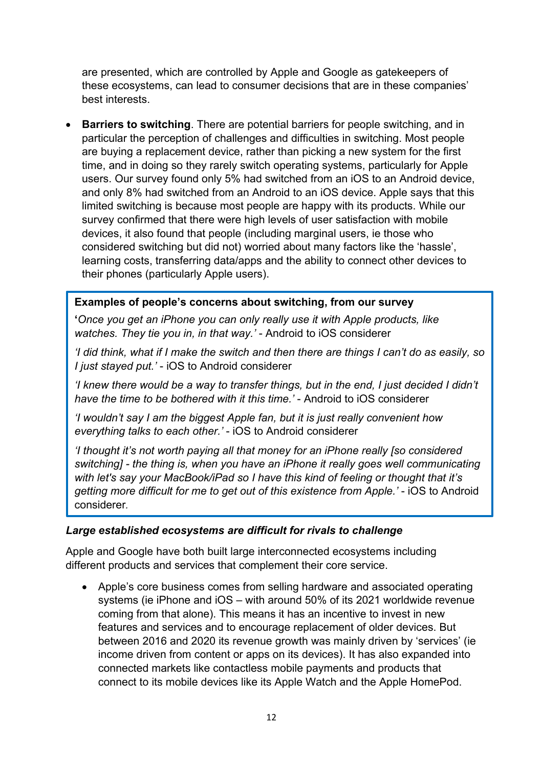are presented, which are controlled by Apple and Google as gatekeepers of these ecosystems, can lead to consumer decisions that are in these companies' best interests.

- **Barriers to switching**. There are potential barriers for people switching, and in particular the perception of challenges and difficulties in switching. Most people are buying a replacement device, rather than picking a new system for the first time, and in doing so they rarely switch operating systems, particularly for Apple users. Our survey found only 5% had switched from an iOS to an Android device, and only 8% had switched from an Android to an iOS device. Apple says that this limited switching is because most people are happy with its products. While our survey confirmed that there were high levels of user satisfaction with mobile devices, it also found that people (including marginal users, ie those who considered switching but did not) worried about many factors like the 'hassle', learning costs, transferring data/apps and the ability to connect other devices to their phones (particularly Apple users).

> **Examples of people's concerns about switching, from our survey**
>
> **'***Once you get an iPhone you can only really use it with Apple products, like watches. They tie you in, in that way.'* - Android to iOS considerer
>
> *'I did think, what if I make the switch and then there are things I can't do as easily, so I just stayed put.'* - iOS to Android considerer
>
> *'I knew there would be a way to transfer things, but in the end, I just decided I didn't have the time to be bothered with it this time.'* - Android to iOS considerer
>
> *'I wouldn't say I am the biggest Apple fan, but it is just really convenient how everything talks to each other.'* - iOS to Android considerer
>
> *'I thought it's not worth paying all that money for an iPhone really [so considered switching] - the thing is, when you have an iPhone it really goes well communicating with let's say your MacBook/iPad so I have this kind of feeling or thought that it's getting more difficult for me to get out of this existence from Apple.'* - iOS to Android considerer*.*

***Large established ecosystems are difficult for rivals to challenge***

Apple and Google have both built large interconnected ecosystems including different products and services that complement their core service.

- Apple's core business comes from selling hardware and associated operating systems (ie iPhone and iOS – with around 50% of its 2021 worldwide revenue coming from that alone). This means it has an incentive to invest in new features and services and to encourage replacement of older devices. But between 2016 and 2020 its revenue growth was mainly driven by 'services' (ie income driven from content or apps on its devices). It has also expanded into connected markets like contactless mobile payments and products that connect to its mobile devices like its Apple Watch and the Apple HomePod.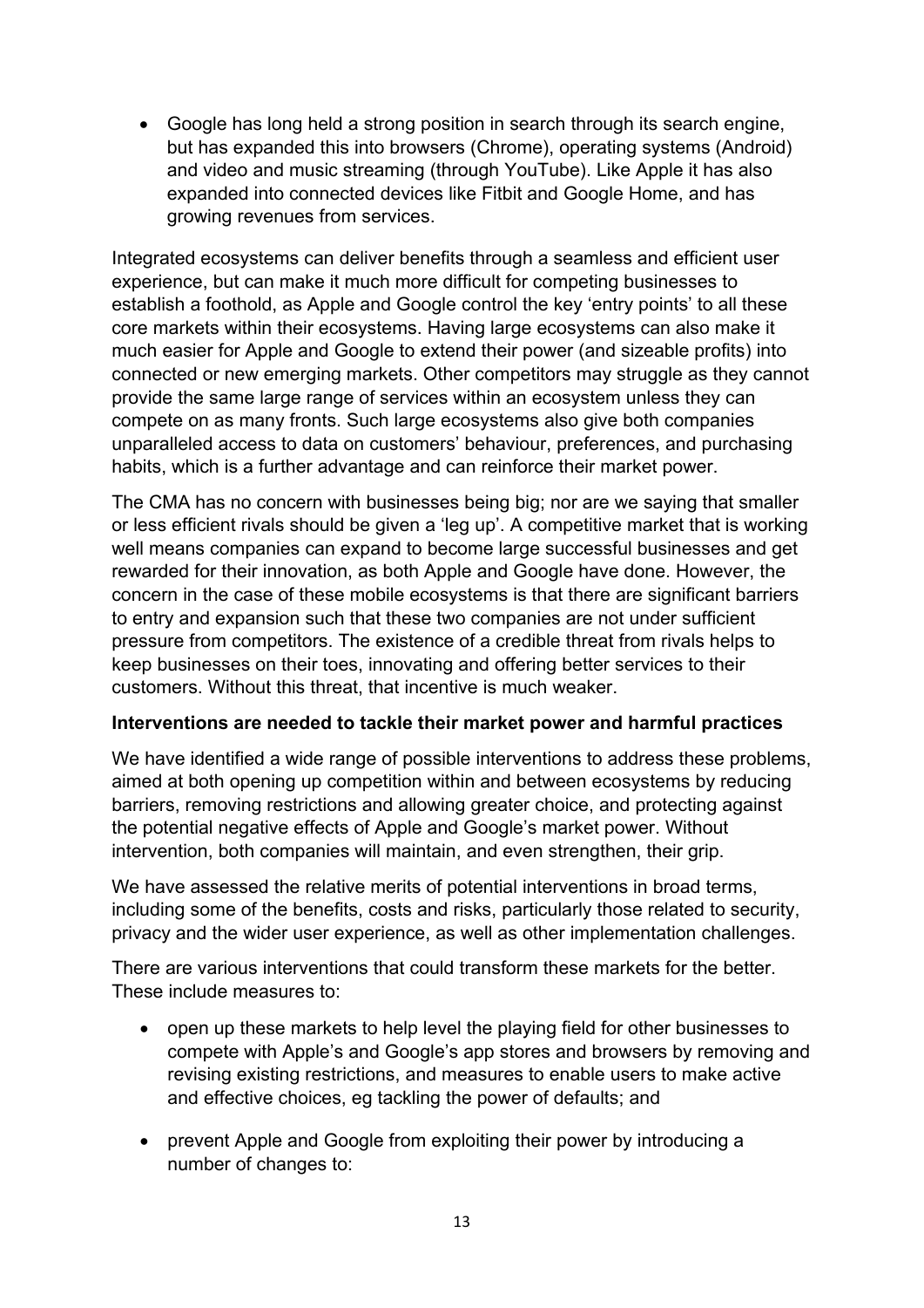- Google has long held a strong position in search through its search engine, but has expanded this into browsers (Chrome), operating systems (Android) and video and music streaming (through YouTube). Like Apple it has also expanded into connected devices like Fitbit and Google Home, and has growing revenues from services.

Integrated ecosystems can deliver benefits through a seamless and efficient user experience, but can make it much more difficult for competing businesses to establish a foothold, as Apple and Google control the key 'entry points' to all these core markets within their ecosystems. Having large ecosystems can also make it much easier for Apple and Google to extend their power (and sizeable profits) into connected or new emerging markets. Other competitors may struggle as they cannot provide the same large range of services within an ecosystem unless they can compete on as many fronts. Such large ecosystems also give both companies unparalleled access to data on customers' behaviour, preferences, and purchasing habits, which is a further advantage and can reinforce their market power.

The CMA has no concern with businesses being big; nor are we saying that smaller or less efficient rivals should be given a 'leg up'. A competitive market that is working well means companies can expand to become large successful businesses and get rewarded for their innovation, as both Apple and Google have done. However, the concern in the case of these mobile ecosystems is that there are significant barriers to entry and expansion such that these two companies are not under sufficient pressure from competitors. The existence of a credible threat from rivals helps to keep businesses on their toes, innovating and offering better services to their customers. Without this threat, that incentive is much weaker.

**Interventions are needed to tackle their market power and harmful practices**

We have identified a wide range of possible interventions to address these problems, aimed at both opening up competition within and between ecosystems by reducing barriers, removing restrictions and allowing greater choice, and protecting against the potential negative effects of Apple and Google's market power. Without intervention, both companies will maintain, and even strengthen, their grip.

We have assessed the relative merits of potential interventions in broad terms, including some of the benefits, costs and risks, particularly those related to security, privacy and the wider user experience, as well as other implementation challenges.

There are various interventions that could transform these markets for the better. These include measures to:

- open up these markets to help level the playing field for other businesses to compete with Apple's and Google's app stores and browsers by removing and revising existing restrictions, and measures to enable users to make active and effective choices, eg tackling the power of defaults; and

- prevent Apple and Google from exploiting their power by introducing a number of changes to: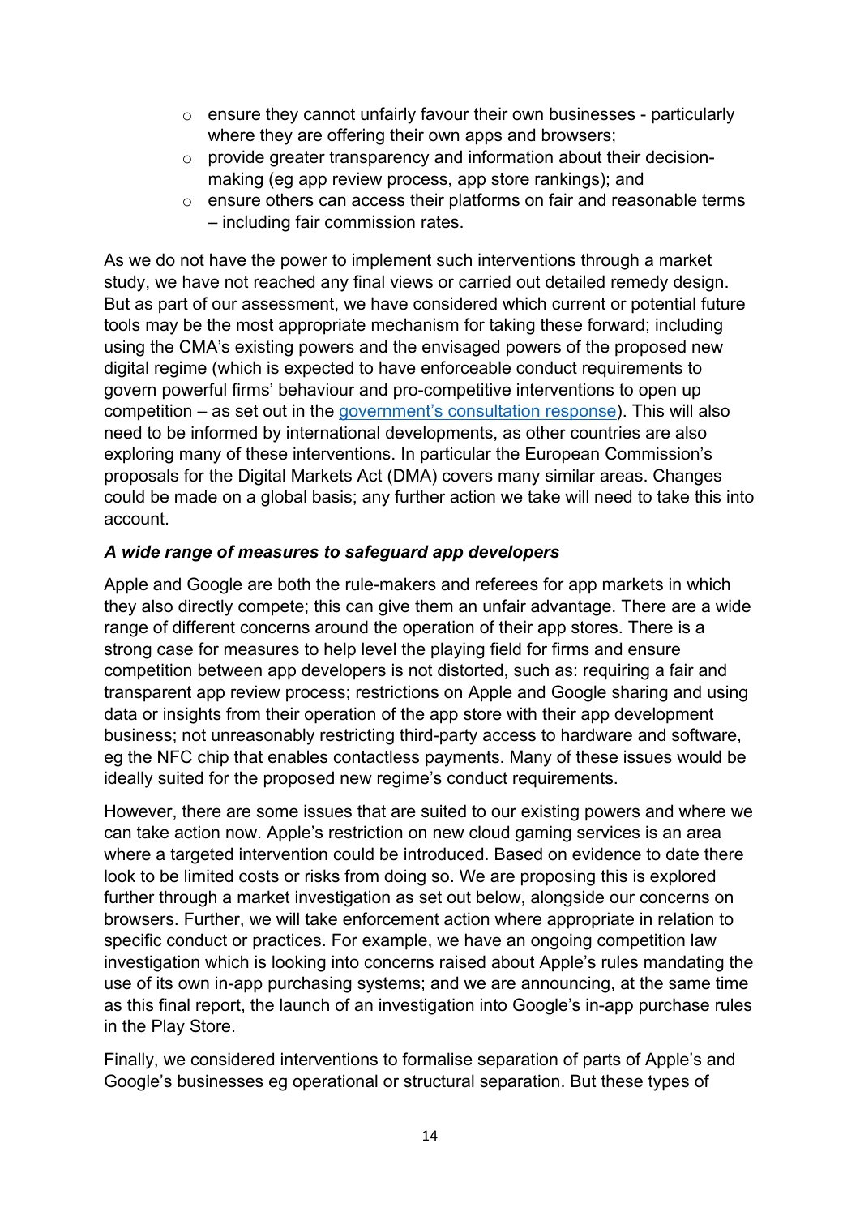- ensure they cannot unfairly favour their own businesses - particularly where they are offering their own apps and browsers;
  - provide greater transparency and information about their decision-making (eg app review process, app store rankings); and
  - ensure others can access their platforms on fair and reasonable terms – including fair commission rates.

As we do not have the power to implement such interventions through a market study, we have not reached any final views or carried out detailed remedy design. But as part of our assessment, we have considered which current or potential future tools may be the most appropriate mechanism for taking these forward; including using the CMA's existing powers and the envisaged powers of the proposed new digital regime (which is expected to have enforceable conduct requirements to govern powerful firms' behaviour and pro-competitive interventions to open up competition – as set out in the government's consultation response). This will also need to be informed by international developments, as other countries are also exploring many of these interventions. In particular the European Commission's proposals for the Digital Markets Act (DMA) covers many similar areas. Changes could be made on a global basis; any further action we take will need to take this into account.

***A wide range of measures to safeguard app developers***

Apple and Google are both the rule-makers and referees for app markets in which they also directly compete; this can give them an unfair advantage. There are a wide range of different concerns around the operation of their app stores. There is a strong case for measures to help level the playing field for firms and ensure competition between app developers is not distorted, such as: requiring a fair and transparent app review process; restrictions on Apple and Google sharing and using data or insights from their operation of the app store with their app development business; not unreasonably restricting third-party access to hardware and software, eg the NFC chip that enables contactless payments. Many of these issues would be ideally suited for the proposed new regime's conduct requirements.

However, there are some issues that are suited to our existing powers and where we can take action now. Apple's restriction on new cloud gaming services is an area where a targeted intervention could be introduced. Based on evidence to date there look to be limited costs or risks from doing so. We are proposing this is explored further through a market investigation as set out below, alongside our concerns on browsers. Further, we will take enforcement action where appropriate in relation to specific conduct or practices. For example, we have an ongoing competition law investigation which is looking into concerns raised about Apple's rules mandating the use of its own in-app purchasing systems; and we are announcing, at the same time as this final report, the launch of an investigation into Google's in-app purchase rules in the Play Store.

Finally, we considered interventions to formalise separation of parts of Apple's and Google's businesses eg operational or structural separation. But these types of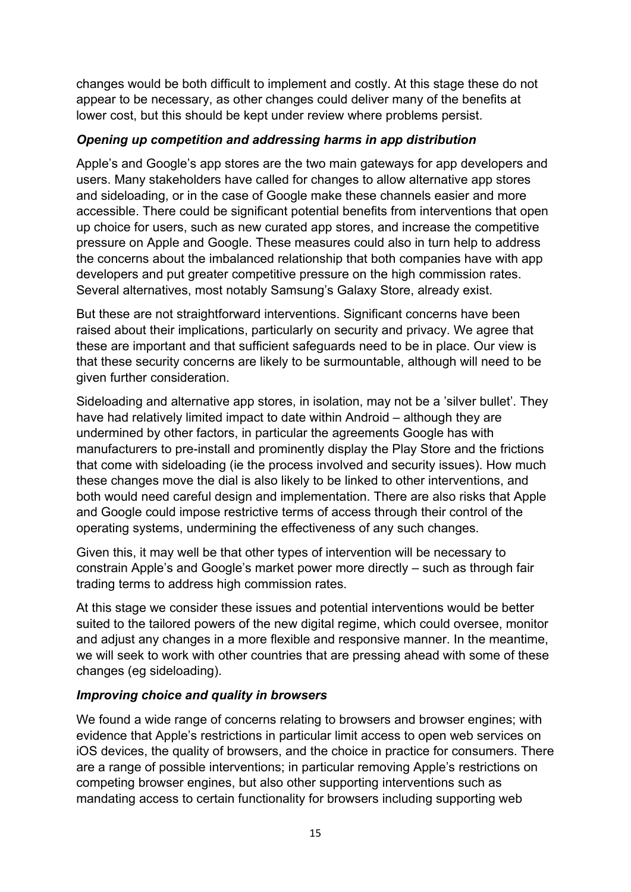changes would be both difficult to implement and costly. At this stage these do not appear to be necessary, as other changes could deliver many of the benefits at lower cost, but this should be kept under review where problems persist.

### *Opening up competition and addressing harms in app distribution*

Apple's and Google's app stores are the two main gateways for app developers and users. Many stakeholders have called for changes to allow alternative app stores and sideloading, or in the case of Google make these channels easier and more accessible. There could be significant potential benefits from interventions that open up choice for users, such as new curated app stores, and increase the competitive pressure on Apple and Google. These measures could also in turn help to address the concerns about the imbalanced relationship that both companies have with app developers and put greater competitive pressure on the high commission rates. Several alternatives, most notably Samsung's Galaxy Store, already exist.

But these are not straightforward interventions. Significant concerns have been raised about their implications, particularly on security and privacy. We agree that these are important and that sufficient safeguards need to be in place. Our view is that these security concerns are likely to be surmountable, although will need to be given further consideration.

Sideloading and alternative app stores, in isolation, may not be a 'silver bullet'. They have had relatively limited impact to date within Android – although they are undermined by other factors, in particular the agreements Google has with manufacturers to pre-install and prominently display the Play Store and the frictions that come with sideloading (ie the process involved and security issues). How much these changes move the dial is also likely to be linked to other interventions, and both would need careful design and implementation. There are also risks that Apple and Google could impose restrictive terms of access through their control of the operating systems, undermining the effectiveness of any such changes.

Given this, it may well be that other types of intervention will be necessary to constrain Apple's and Google's market power more directly – such as through fair trading terms to address high commission rates.

At this stage we consider these issues and potential interventions would be better suited to the tailored powers of the new digital regime, which could oversee, monitor and adjust any changes in a more flexible and responsive manner. In the meantime, we will seek to work with other countries that are pressing ahead with some of these changes (eg sideloading).

### *Improving choice and quality in browsers*

We found a wide range of concerns relating to browsers and browser engines; with evidence that Apple's restrictions in particular limit access to open web services on iOS devices, the quality of browsers, and the choice in practice for consumers. There are a range of possible interventions; in particular removing Apple's restrictions on competing browser engines, but also other supporting interventions such as mandating access to certain functionality for browsers including supporting web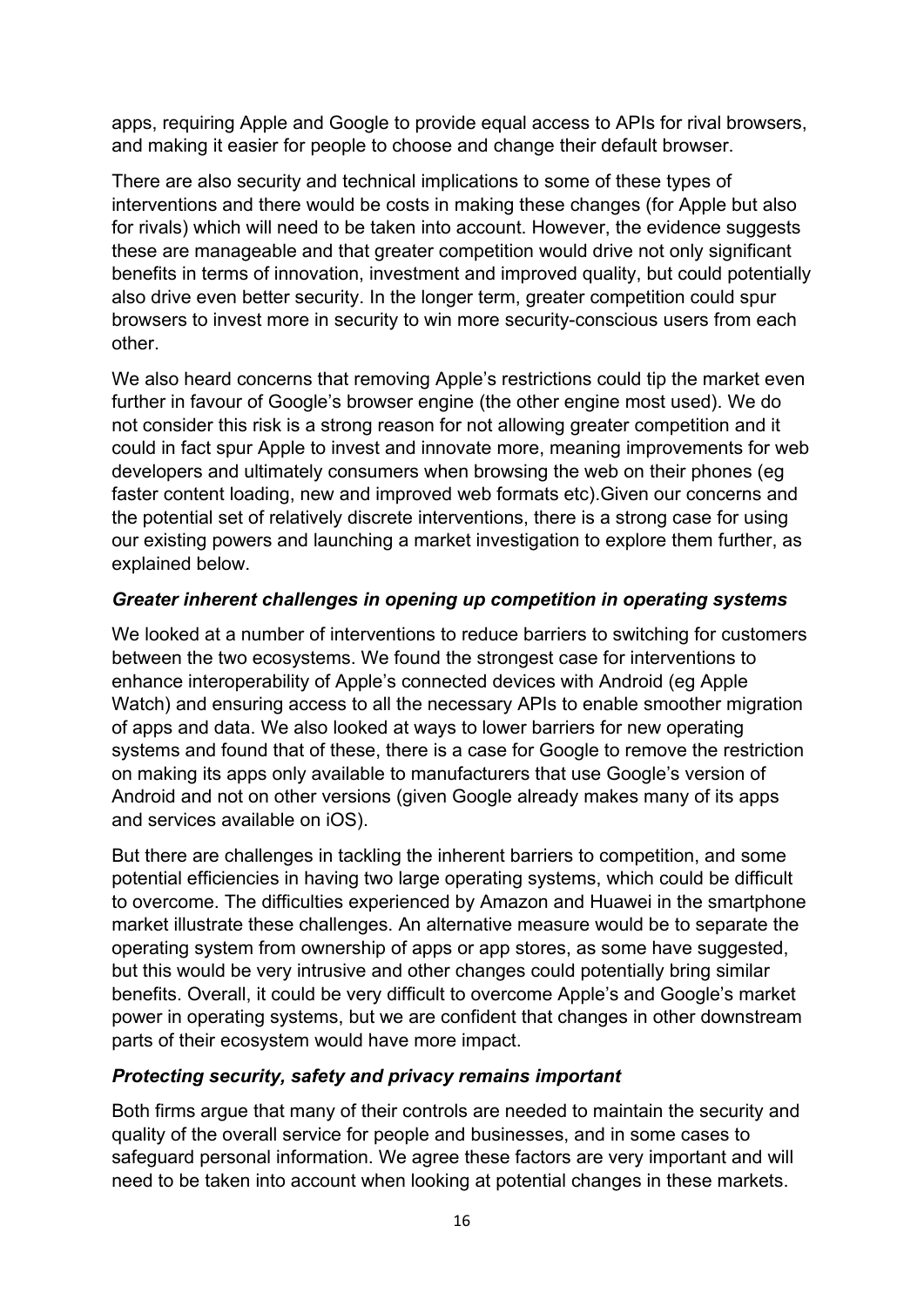apps, requiring Apple and Google to provide equal access to APIs for rival browsers, and making it easier for people to choose and change their default browser.

There are also security and technical implications to some of these types of interventions and there would be costs in making these changes (for Apple but also for rivals) which will need to be taken into account. However, the evidence suggests these are manageable and that greater competition would drive not only significant benefits in terms of innovation, investment and improved quality, but could potentially also drive even better security. In the longer term, greater competition could spur browsers to invest more in security to win more security-conscious users from each other.

We also heard concerns that removing Apple's restrictions could tip the market even further in favour of Google's browser engine (the other engine most used). We do not consider this risk is a strong reason for not allowing greater competition and it could in fact spur Apple to invest and innovate more, meaning improvements for web developers and ultimately consumers when browsing the web on their phones (eg faster content loading, new and improved web formats etc).Given our concerns and the potential set of relatively discrete interventions, there is a strong case for using our existing powers and launching a market investigation to explore them further, as explained below.

### *Greater inherent challenges in opening up competition in operating systems*

We looked at a number of interventions to reduce barriers to switching for customers between the two ecosystems. We found the strongest case for interventions to enhance interoperability of Apple's connected devices with Android (eg Apple Watch) and ensuring access to all the necessary APIs to enable smoother migration of apps and data. We also looked at ways to lower barriers for new operating systems and found that of these, there is a case for Google to remove the restriction on making its apps only available to manufacturers that use Google's version of Android and not on other versions (given Google already makes many of its apps and services available on iOS).

But there are challenges in tackling the inherent barriers to competition, and some potential efficiencies in having two large operating systems, which could be difficult to overcome. The difficulties experienced by Amazon and Huawei in the smartphone market illustrate these challenges. An alternative measure would be to separate the operating system from ownership of apps or app stores, as some have suggested, but this would be very intrusive and other changes could potentially bring similar benefits. Overall, it could be very difficult to overcome Apple's and Google's market power in operating systems, but we are confident that changes in other downstream parts of their ecosystem would have more impact.

### *Protecting security, safety and privacy remains important*

Both firms argue that many of their controls are needed to maintain the security and quality of the overall service for people and businesses, and in some cases to safeguard personal information. We agree these factors are very important and will need to be taken into account when looking at potential changes in these markets.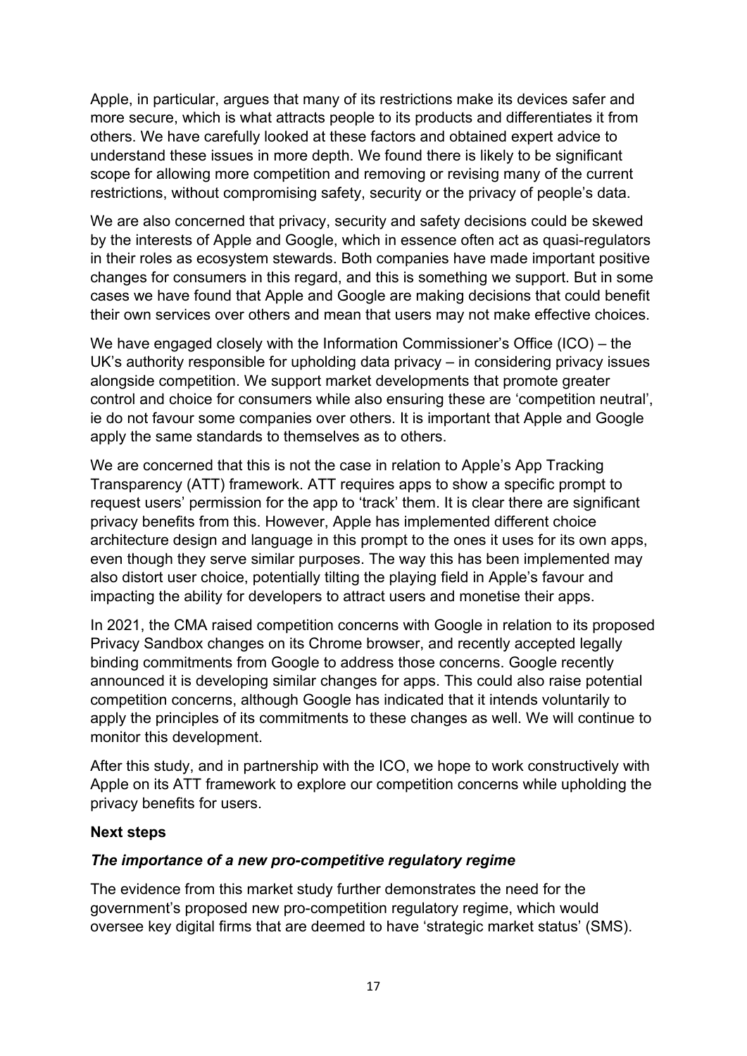Apple, in particular, argues that many of its restrictions make its devices safer and more secure, which is what attracts people to its products and differentiates it from others. We have carefully looked at these factors and obtained expert advice to understand these issues in more depth. We found there is likely to be significant scope for allowing more competition and removing or revising many of the current restrictions, without compromising safety, security or the privacy of people's data.

We are also concerned that privacy, security and safety decisions could be skewed by the interests of Apple and Google, which in essence often act as quasi-regulators in their roles as ecosystem stewards. Both companies have made important positive changes for consumers in this regard, and this is something we support. But in some cases we have found that Apple and Google are making decisions that could benefit their own services over others and mean that users may not make effective choices.

We have engaged closely with the Information Commissioner's Office (ICO) – the UK's authority responsible for upholding data privacy – in considering privacy issues alongside competition. We support market developments that promote greater control and choice for consumers while also ensuring these are 'competition neutral', ie do not favour some companies over others. It is important that Apple and Google apply the same standards to themselves as to others.

We are concerned that this is not the case in relation to Apple's App Tracking Transparency (ATT) framework. ATT requires apps to show a specific prompt to request users' permission for the app to 'track' them. It is clear there are significant privacy benefits from this. However, Apple has implemented different choice architecture design and language in this prompt to the ones it uses for its own apps, even though they serve similar purposes. The way this has been implemented may also distort user choice, potentially tilting the playing field in Apple's favour and impacting the ability for developers to attract users and monetise their apps.

In 2021, the CMA raised competition concerns with Google in relation to its proposed Privacy Sandbox changes on its Chrome browser, and recently accepted legally binding commitments from Google to address those concerns. Google recently announced it is developing similar changes for apps. This could also raise potential competition concerns, although Google has indicated that it intends voluntarily to apply the principles of its commitments to these changes as well. We will continue to monitor this development.

After this study, and in partnership with the ICO, we hope to work constructively with Apple on its ATT framework to explore our competition concerns while upholding the privacy benefits for users.

**Next steps**

***The importance of a new pro-competitive regulatory regime***

The evidence from this market study further demonstrates the need for the government's proposed new pro-competition regulatory regime, which would oversee key digital firms that are deemed to have 'strategic market status' (SMS).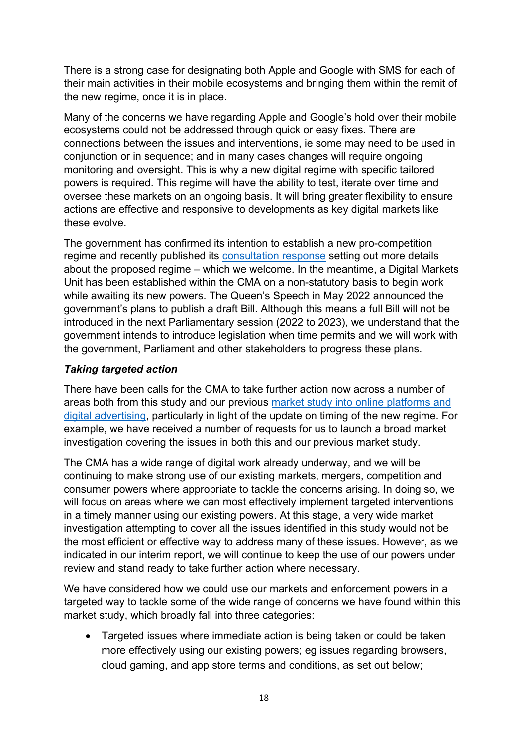There is a strong case for designating both Apple and Google with SMS for each of their main activities in their mobile ecosystems and bringing them within the remit of the new regime, once it is in place.

Many of the concerns we have regarding Apple and Google's hold over their mobile ecosystems could not be addressed through quick or easy fixes. There are connections between the issues and interventions, ie some may need to be used in conjunction or in sequence; and in many cases changes will require ongoing monitoring and oversight. This is why a new digital regime with specific tailored powers is required. This regime will have the ability to test, iterate over time and oversee these markets on an ongoing basis. It will bring greater flexibility to ensure actions are effective and responsive to developments as key digital markets like these evolve.

The government has confirmed its intention to establish a new pro-competition regime and recently published its consultation response setting out more details about the proposed regime – which we welcome. In the meantime, a Digital Markets Unit has been established within the CMA on a non-statutory basis to begin work while awaiting its new powers. The Queen's Speech in May 2022 announced the government's plans to publish a draft Bill. Although this means a full Bill will not be introduced in the next Parliamentary session (2022 to 2023), we understand that the government intends to introduce legislation when time permits and we will work with the government, Parliament and other stakeholders to progress these plans.

***Taking targeted action***

There have been calls for the CMA to take further action now across a number of areas both from this study and our previous market study into online platforms and digital advertising, particularly in light of the update on timing of the new regime. For example, we have received a number of requests for us to launch a broad market investigation covering the issues in both this and our previous market study.

The CMA has a wide range of digital work already underway, and we will be continuing to make strong use of our existing markets, mergers, competition and consumer powers where appropriate to tackle the concerns arising. In doing so, we will focus on areas where we can most effectively implement targeted interventions in a timely manner using our existing powers. At this stage, a very wide market investigation attempting to cover all the issues identified in this study would not be the most efficient or effective way to address many of these issues. However, as we indicated in our interim report, we will continue to keep the use of our powers under review and stand ready to take further action where necessary.

We have considered how we could use our markets and enforcement powers in a targeted way to tackle some of the wide range of concerns we have found within this market study, which broadly fall into three categories:

- Targeted issues where immediate action is being taken or could be taken more effectively using our existing powers; eg issues regarding browsers, cloud gaming, and app store terms and conditions, as set out below;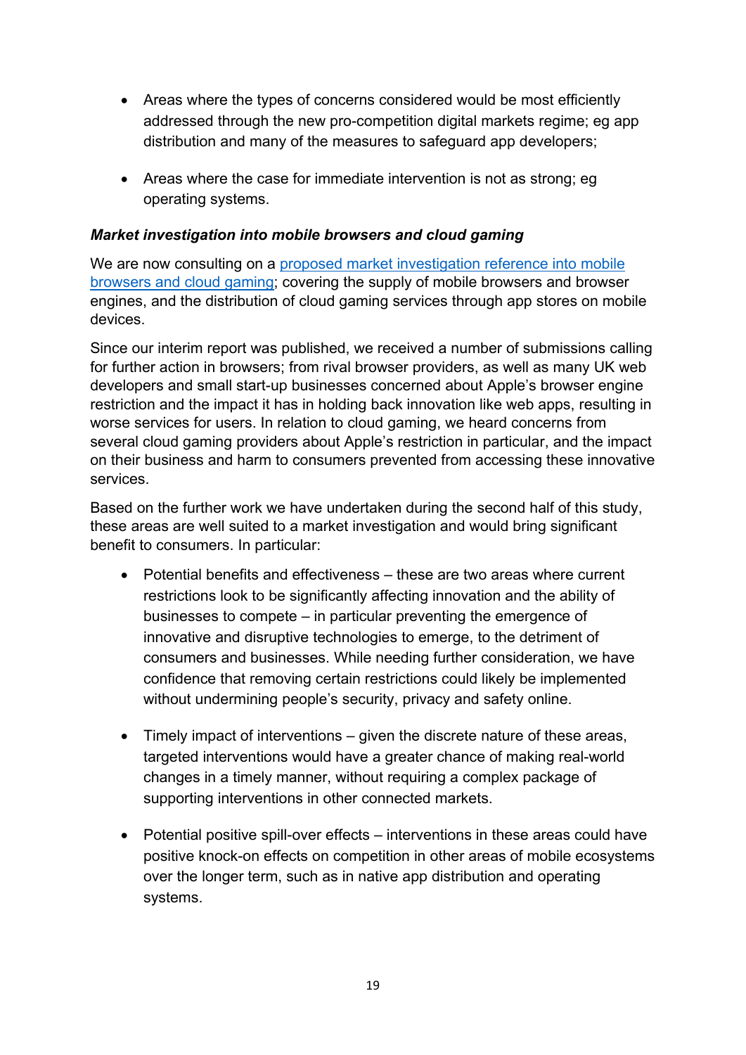- Areas where the types of concerns considered would be most efficiently addressed through the new pro-competition digital markets regime; eg app distribution and many of the measures to safeguard app developers;

- Areas where the case for immediate intervention is not as strong; eg operating systems.

***Market investigation into mobile browsers and cloud gaming***

We are now consulting on a proposed market investigation reference into mobile browsers and cloud gaming; covering the supply of mobile browsers and browser engines, and the distribution of cloud gaming services through app stores on mobile devices.

Since our interim report was published, we received a number of submissions calling for further action in browsers; from rival browser providers, as well as many UK web developers and small start-up businesses concerned about Apple's browser engine restriction and the impact it has in holding back innovation like web apps, resulting in worse services for users. In relation to cloud gaming, we heard concerns from several cloud gaming providers about Apple's restriction in particular, and the impact on their business and harm to consumers prevented from accessing these innovative services.

Based on the further work we have undertaken during the second half of this study, these areas are well suited to a market investigation and would bring significant benefit to consumers. In particular:

- Potential benefits and effectiveness – these are two areas where current restrictions look to be significantly affecting innovation and the ability of businesses to compete – in particular preventing the emergence of innovative and disruptive technologies to emerge, to the detriment of consumers and businesses. While needing further consideration, we have confidence that removing certain restrictions could likely be implemented without undermining people's security, privacy and safety online.

- Timely impact of interventions – given the discrete nature of these areas, targeted interventions would have a greater chance of making real-world changes in a timely manner, without requiring a complex package of supporting interventions in other connected markets.

- Potential positive spill-over effects – interventions in these areas could have positive knock-on effects on competition in other areas of mobile ecosystems over the longer term, such as in native app distribution and operating systems.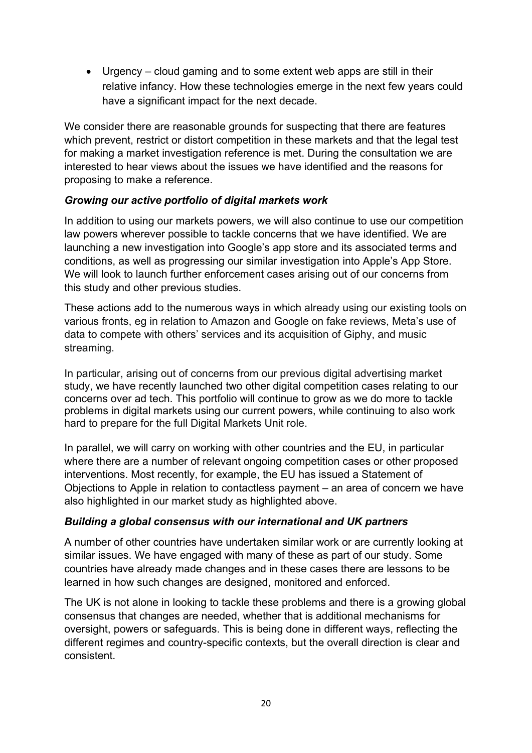- Urgency – cloud gaming and to some extent web apps are still in their relative infancy. How these technologies emerge in the next few years could have a significant impact for the next decade.

We consider there are reasonable grounds for suspecting that there are features which prevent, restrict or distort competition in these markets and that the legal test for making a market investigation reference is met. During the consultation we are interested to hear views about the issues we have identified and the reasons for proposing to make a reference.

### *Growing our active portfolio of digital markets work*

In addition to using our markets powers, we will also continue to use our competition law powers wherever possible to tackle concerns that we have identified. We are launching a new investigation into Google's app store and its associated terms and conditions, as well as progressing our similar investigation into Apple's App Store. We will look to launch further enforcement cases arising out of our concerns from this study and other previous studies.

These actions add to the numerous ways in which already using our existing tools on various fronts, eg in relation to Amazon and Google on fake reviews, Meta's use of data to compete with others' services and its acquisition of Giphy, and music streaming.

In particular, arising out of concerns from our previous digital advertising market study, we have recently launched two other digital competition cases relating to our concerns over ad tech. This portfolio will continue to grow as we do more to tackle problems in digital markets using our current powers, while continuing to also work hard to prepare for the full Digital Markets Unit role.

In parallel, we will carry on working with other countries and the EU, in particular where there are a number of relevant ongoing competition cases or other proposed interventions. Most recently, for example, the EU has issued a Statement of Objections to Apple in relation to contactless payment – an area of concern we have also highlighted in our market study as highlighted above.

### *Building a global consensus with our international and UK partners*

A number of other countries have undertaken similar work or are currently looking at similar issues. We have engaged with many of these as part of our study. Some countries have already made changes and in these cases there are lessons to be learned in how such changes are designed, monitored and enforced.

The UK is not alone in looking to tackle these problems and there is a growing global consensus that changes are needed, whether that is additional mechanisms for oversight, powers or safeguards. This is being done in different ways, reflecting the different regimes and country-specific contexts, but the overall direction is clear and consistent.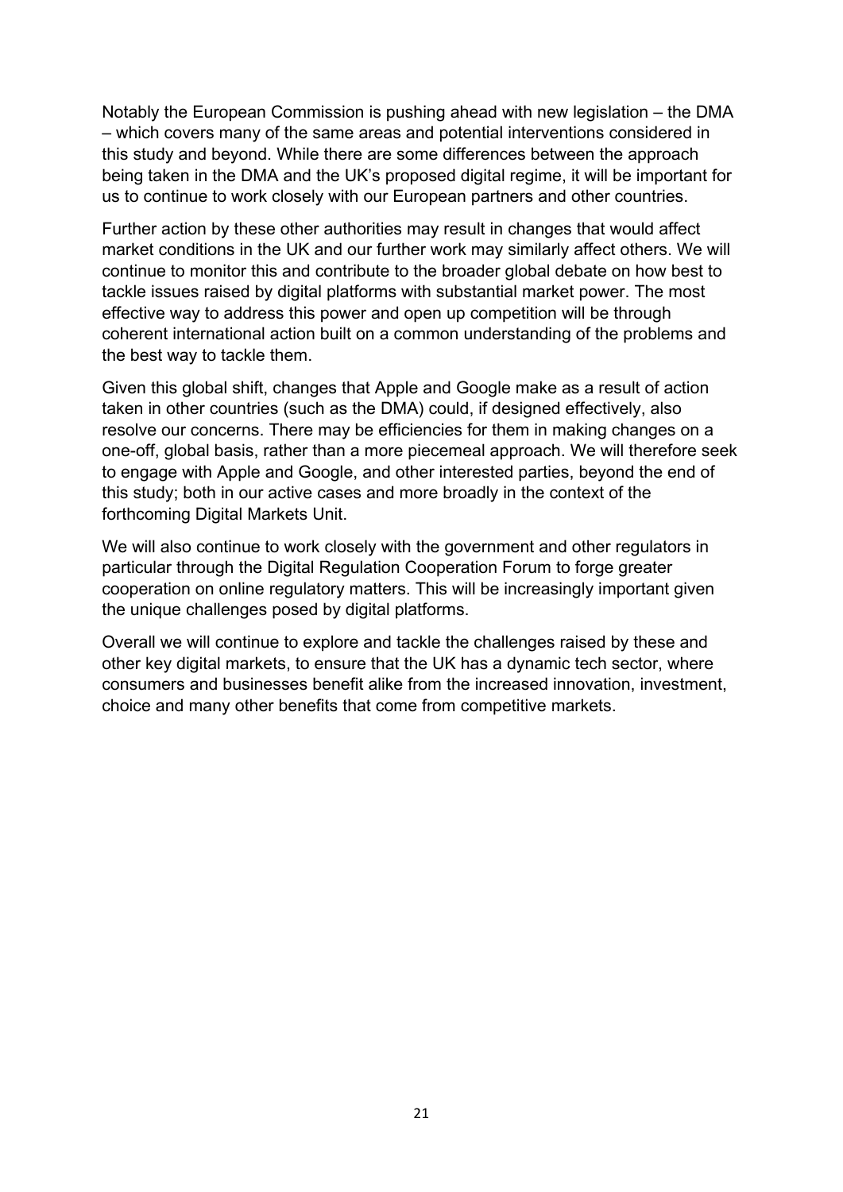Notably the European Commission is pushing ahead with new legislation – the DMA – which covers many of the same areas and potential interventions considered in this study and beyond. While there are some differences between the approach being taken in the DMA and the UK's proposed digital regime, it will be important for us to continue to work closely with our European partners and other countries.

Further action by these other authorities may result in changes that would affect market conditions in the UK and our further work may similarly affect others. We will continue to monitor this and contribute to the broader global debate on how best to tackle issues raised by digital platforms with substantial market power. The most effective way to address this power and open up competition will be through coherent international action built on a common understanding of the problems and the best way to tackle them.

Given this global shift, changes that Apple and Google make as a result of action taken in other countries (such as the DMA) could, if designed effectively, also resolve our concerns. There may be efficiencies for them in making changes on a one-off, global basis, rather than a more piecemeal approach. We will therefore seek to engage with Apple and Google, and other interested parties, beyond the end of this study; both in our active cases and more broadly in the context of the forthcoming Digital Markets Unit.

We will also continue to work closely with the government and other regulators in particular through the Digital Regulation Cooperation Forum to forge greater cooperation on online regulatory matters. This will be increasingly important given the unique challenges posed by digital platforms.

Overall we will continue to explore and tackle the challenges raised by these and other key digital markets, to ensure that the UK has a dynamic tech sector, where consumers and businesses benefit alike from the increased innovation, investment, choice and many other benefits that come from competitive markets.